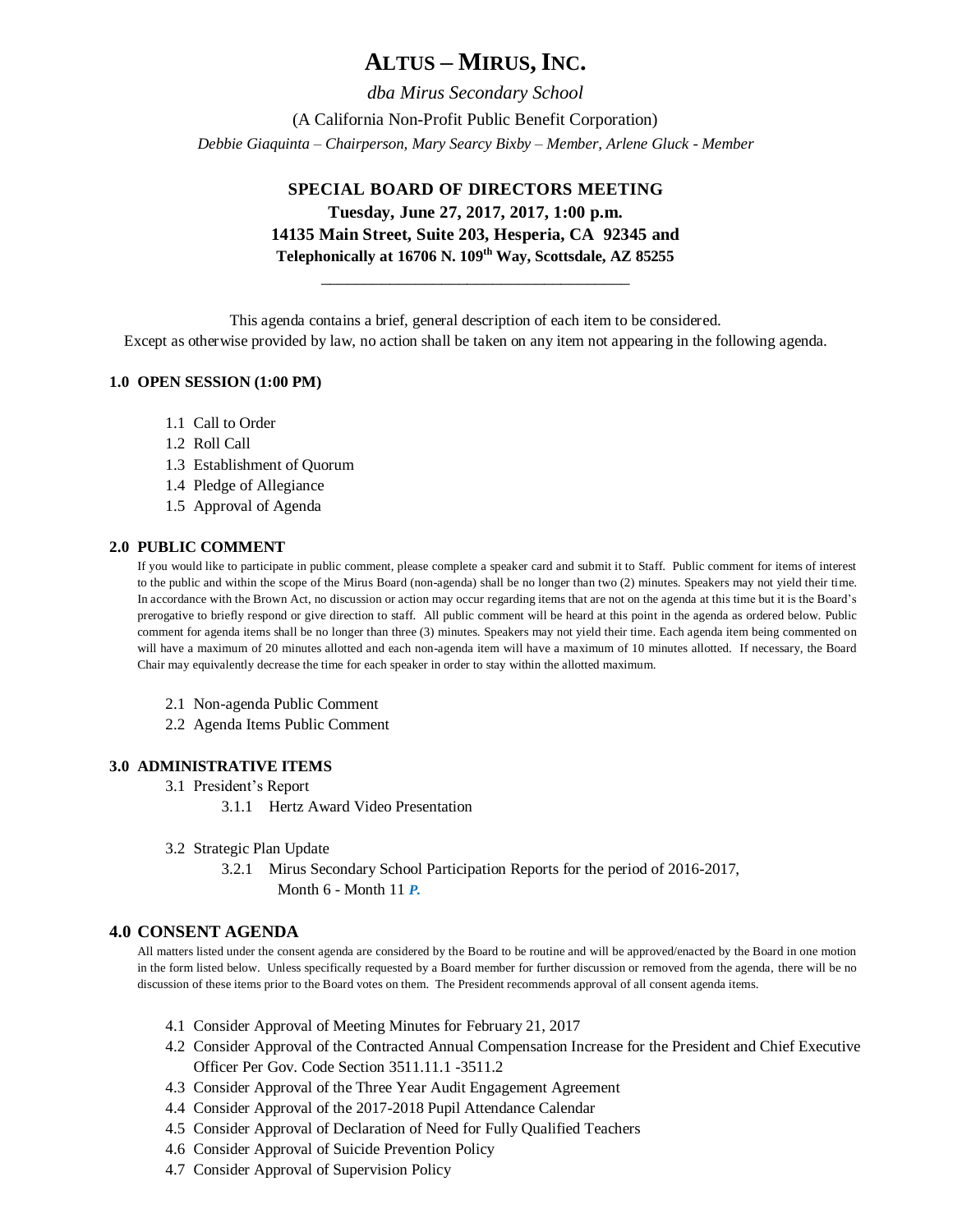# ALTUS – MIRUS, INC.

*dba Mirus Secondary School*

(A California Non-Profit Public Benefit Corporation)

*Debbie Giaquinta – Chairperson, Mary Searcy Bixby – Member, Arlene Gluck - Member*

## SPECIAL BOARD OF DIRECTORS MEETING

**Tuesday, June 27, 2017, 2017, 1:00 p.m.**

**14135 Main Street, Suite 203, Hesperia, CA 92345 and**

**Telephonically at 16706 N. 109th Way, Scottsdale, AZ 85255**

---

This agenda contains a brief, general description of each item to be considered.
Except as otherwise provided by law, no action shall be taken on any item not appearing in the following agenda.

### 1.0 OPEN SESSION (1:00 PM)

- 1.1 Call to Order
- 1.2 Roll Call
- 1.3 Establishment of Quorum
- 1.4 Pledge of Allegiance
- 1.5 Approval of Agenda

### 2.0 PUBLIC COMMENT

If you would like to participate in public comment, please complete a speaker card and submit it to Staff. Public comment for items of interest to the public and within the scope of the Mirus Board (non-agenda) shall be no longer than two (2) minutes. Speakers may not yield their time. In accordance with the Brown Act, no discussion or action may occur regarding items that are not on the agenda at this time but it is the Board's prerogative to briefly respond or give direction to staff. All public comment will be heard at this point in the agenda as ordered below. Public comment for agenda items shall be no longer than three (3) minutes. Speakers may not yield their time. Each agenda item being commented on will have a maximum of 20 minutes allotted and each non-agenda item will have a maximum of 10 minutes allotted. If necessary, the Board Chair may equivalently decrease the time for each speaker in order to stay within the allotted maximum.

- 2.1 Non-agenda Public Comment
- 2.2 Agenda Items Public Comment

### 3.0 ADMINISTRATIVE ITEMS

- 3.1 President's Report
  - 3.1.1 Hertz Award Video Presentation
- 3.2 Strategic Plan Update
  - 3.2.1 Mirus Secondary School Participation Reports for the period of 2016-2017, Month 6 - Month 11 ***P.***

### 4.0 CONSENT AGENDA

All matters listed under the consent agenda are considered by the Board to be routine and will be approved/enacted by the Board in one motion in the form listed below. Unless specifically requested by a Board member for further discussion or removed from the agenda, there will be no discussion of these items prior to the Board votes on them. The President recommends approval of all consent agenda items.

- 4.1 Consider Approval of Meeting Minutes for February 21, 2017
- 4.2 Consider Approval of the Contracted Annual Compensation Increase for the President and Chief Executive Officer Per Gov. Code Section 3511.11.1 -3511.2
- 4.3 Consider Approval of the Three Year Audit Engagement Agreement
- 4.4 Consider Approval of the 2017-2018 Pupil Attendance Calendar
- 4.5 Consider Approval of Declaration of Need for Fully Qualified Teachers
- 4.6 Consider Approval of Suicide Prevention Policy
- 4.7 Consider Approval of Supervision Policy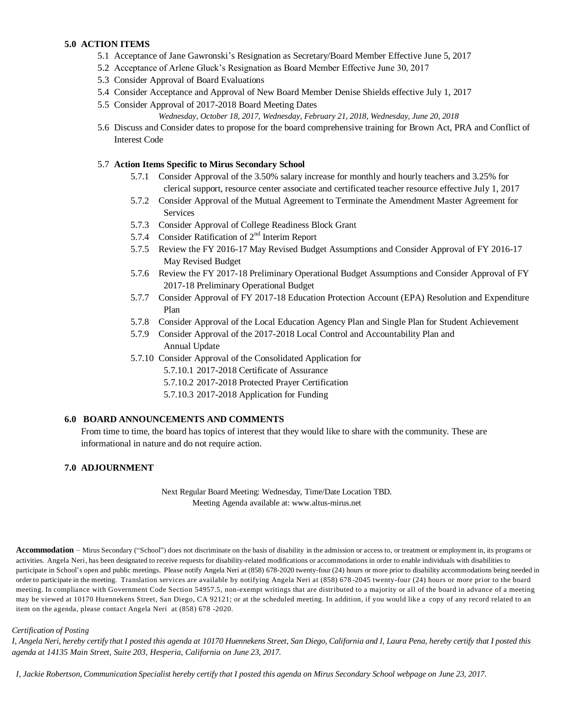## 5.0 ACTION ITEMS

- 5.1 Acceptance of Jane Gawronski's Resignation as Secretary/Board Member Effective June 5, 2017
- 5.2 Acceptance of Arlene Gluck's Resignation as Board Member Effective June 30, 2017
- 5.3 Consider Approval of Board Evaluations
- 5.4 Consider Acceptance and Approval of New Board Member Denise Shields effective July 1, 2017
- 5.5 Consider Approval of 2017-2018 Board Meeting Dates

  *Wednesday, October 18, 2017, Wednesday, February 21, 2018, Wednesday, June 20, 2018*

- 5.6 Discuss and Consider dates to propose for the board comprehensive training for Brown Act, PRA and Conflict of Interest Code

5.7 **Action Items Specific to Mirus Secondary School**

- 5.7.1 Consider Approval of the 3.50% salary increase for monthly and hourly teachers and 3.25% for clerical support, resource center associate and certificated teacher resource effective July 1, 2017
- 5.7.2 Consider Approval of the Mutual Agreement to Terminate the Amendment Master Agreement for Services
- 5.7.3 Consider Approval of College Readiness Block Grant
- 5.7.4 Consider Ratification of 2nd Interim Report
- 5.7.5 Review the FY 2016-17 May Revised Budget Assumptions and Consider Approval of FY 2016-17 May Revised Budget
- 5.7.6 Review the FY 2017-18 Preliminary Operational Budget Assumptions and Consider Approval of FY 2017-18 Preliminary Operational Budget
- 5.7.7 Consider Approval of FY 2017-18 Education Protection Account (EPA) Resolution and Expenditure Plan
- 5.7.8 Consider Approval of the Local Education Agency Plan and Single Plan for Student Achievement
- 5.7.9 Consider Approval of the 2017-2018 Local Control and Accountability Plan and Annual Update
- 5.7.10 Consider Approval of the Consolidated Application for
  - 5.7.10.1 2017-2018 Certificate of Assurance
  - 5.7.10.2 2017-2018 Protected Prayer Certification
  - 5.7.10.3 2017-2018 Application for Funding

## 6.0 BOARD ANNOUNCEMENTS AND COMMENTS

From time to time, the board has topics of interest that they would like to share with the community. These are informational in nature and do not require action.

## 7.0 ADJOURNMENT

Next Regular Board Meeting: Wednesday, Time/Date Location TBD.
Meeting Agenda available at: www.altus-mirus.net

**Accommodation** – Mirus Secondary ("School") does not discriminate on the basis of disability in the admission or access to, or treatment or employment in, its programs or activities. Angela Neri, has been designated to receive requests for disability-related modifications or accommodations in order to enable individuals with disabilities to participate in School's open and public meetings. Please notify Angela Neri at (858) 678-2020 twenty-four (24) hours or more prior to disability accommodations being needed in order to participate in the meeting. Translation services are available by notifying Angela Neri at (858) 678-2045 twenty-four (24) hours or more prior to the board meeting. In compliance with Government Code Section 54957.5, non-exempt writings that are distributed to a majority or all of the board in advance of a meeting may be viewed at 10170 Huennekens Street, San Diego, CA 92121; or at the scheduled meeting. In addition, if you would like a copy of any record related to an item on the agenda, please contact Angela Neri at (858) 678 -2020.

*Certification of Posting*

*I, Angela Neri, hereby certify that I posted this agenda at 10170 Huennekens Street, San Diego, California and I, Laura Pena, hereby certify that I posted this agenda at 14135 Main Street, Suite 203, Hesperia, California on June 23, 2017.*

*I, Jackie Robertson, Communication Specialist hereby certify that I posted this agenda on Mirus Secondary School webpage on June 23, 2017.*